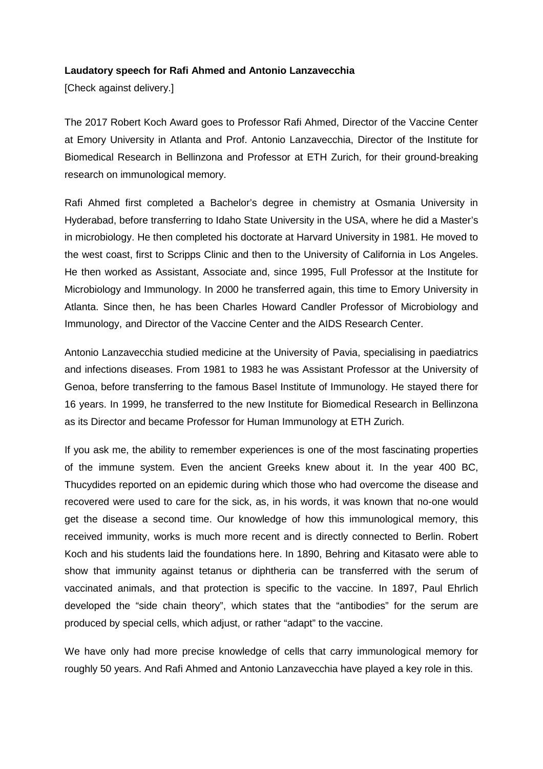**Laudatory speech for Rafi Ahmed and Antonio Lanzavecchia**

[Check against delivery.]

The 2017 Robert Koch Award goes to Professor Rafi Ahmed, Director of the Vaccine Center at Emory University in Atlanta and Prof. Antonio Lanzavecchia, Director of the Institute for Biomedical Research in Bellinzona and Professor at ETH Zurich, for their ground-breaking research on immunological memory.

Rafi Ahmed first completed a Bachelor's degree in chemistry at Osmania University in Hyderabad, before transferring to Idaho State University in the USA, where he did a Master's in microbiology. He then completed his doctorate at Harvard University in 1981. He moved to the west coast, first to Scripps Clinic and then to the University of California in Los Angeles. He then worked as Assistant, Associate and, since 1995, Full Professor at the Institute for Microbiology and Immunology. In 2000 he transferred again, this time to Emory University in Atlanta. Since then, he has been Charles Howard Candler Professor of Microbiology and Immunology, and Director of the Vaccine Center and the AIDS Research Center.

Antonio Lanzavecchia studied medicine at the University of Pavia, specialising in paediatrics and infections diseases. From 1981 to 1983 he was Assistant Professor at the University of Genoa, before transferring to the famous Basel Institute of Immunology. He stayed there for 16 years. In 1999, he transferred to the new Institute for Biomedical Research in Bellinzona as its Director and became Professor for Human Immunology at ETH Zurich.

If you ask me, the ability to remember experiences is one of the most fascinating properties of the immune system. Even the ancient Greeks knew about it. In the year 400 BC, Thucydides reported on an epidemic during which those who had overcome the disease and recovered were used to care for the sick, as, in his words, it was known that no-one would get the disease a second time. Our knowledge of how this immunological memory, this received immunity, works is much more recent and is directly connected to Berlin. Robert Koch and his students laid the foundations here. In 1890, Behring and Kitasato were able to show that immunity against tetanus or diphtheria can be transferred with the serum of vaccinated animals, and that protection is specific to the vaccine. In 1897, Paul Ehrlich developed the "side chain theory", which states that the "antibodies" for the serum are produced by special cells, which adjust, or rather "adapt" to the vaccine.

We have only had more precise knowledge of cells that carry immunological memory for roughly 50 years. And Rafi Ahmed and Antonio Lanzavecchia have played a key role in this.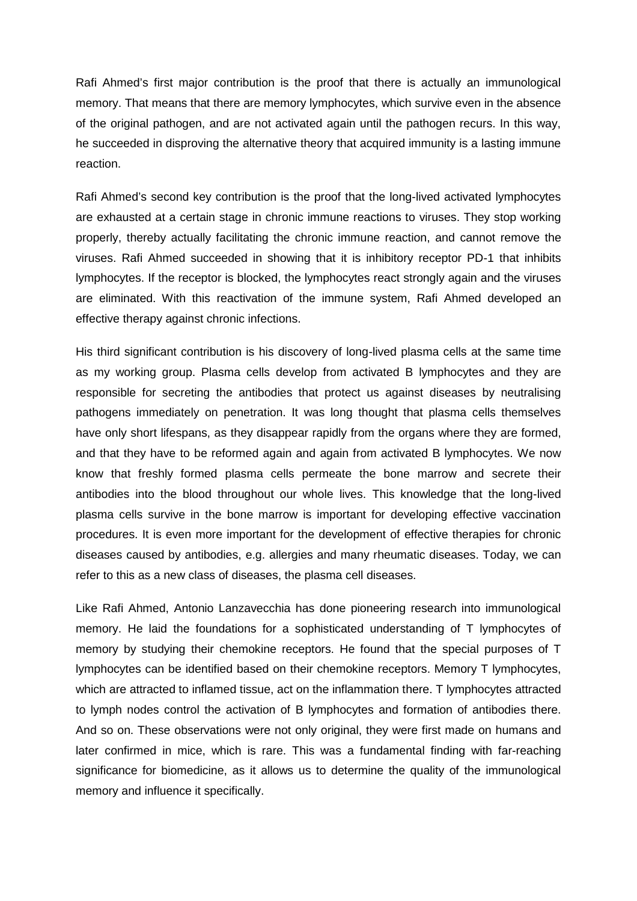Rafi Ahmed's first major contribution is the proof that there is actually an immunological memory. That means that there are memory lymphocytes, which survive even in the absence of the original pathogen, and are not activated again until the pathogen recurs. In this way, he succeeded in disproving the alternative theory that acquired immunity is a lasting immune reaction.

Rafi Ahmed's second key contribution is the proof that the long-lived activated lymphocytes are exhausted at a certain stage in chronic immune reactions to viruses. They stop working properly, thereby actually facilitating the chronic immune reaction, and cannot remove the viruses. Rafi Ahmed succeeded in showing that it is inhibitory receptor PD-1 that inhibits lymphocytes. If the receptor is blocked, the lymphocytes react strongly again and the viruses are eliminated. With this reactivation of the immune system, Rafi Ahmed developed an effective therapy against chronic infections.

His third significant contribution is his discovery of long-lived plasma cells at the same time as my working group. Plasma cells develop from activated B lymphocytes and they are responsible for secreting the antibodies that protect us against diseases by neutralising pathogens immediately on penetration. It was long thought that plasma cells themselves have only short lifespans, as they disappear rapidly from the organs where they are formed, and that they have to be reformed again and again from activated B lymphocytes. We now know that freshly formed plasma cells permeate the bone marrow and secrete their antibodies into the blood throughout our whole lives. This knowledge that the long-lived plasma cells survive in the bone marrow is important for developing effective vaccination procedures. It is even more important for the development of effective therapies for chronic diseases caused by antibodies, e.g. allergies and many rheumatic diseases. Today, we can refer to this as a new class of diseases, the plasma cell diseases.

Like Rafi Ahmed, Antonio Lanzavecchia has done pioneering research into immunological memory. He laid the foundations for a sophisticated understanding of T lymphocytes of memory by studying their chemokine receptors. He found that the special purposes of T lymphocytes can be identified based on their chemokine receptors. Memory T lymphocytes, which are attracted to inflamed tissue, act on the inflammation there. T lymphocytes attracted to lymph nodes control the activation of B lymphocytes and formation of antibodies there. And so on. These observations were not only original, they were first made on humans and later confirmed in mice, which is rare. This was a fundamental finding with far-reaching significance for biomedicine, as it allows us to determine the quality of the immunological memory and influence it specifically.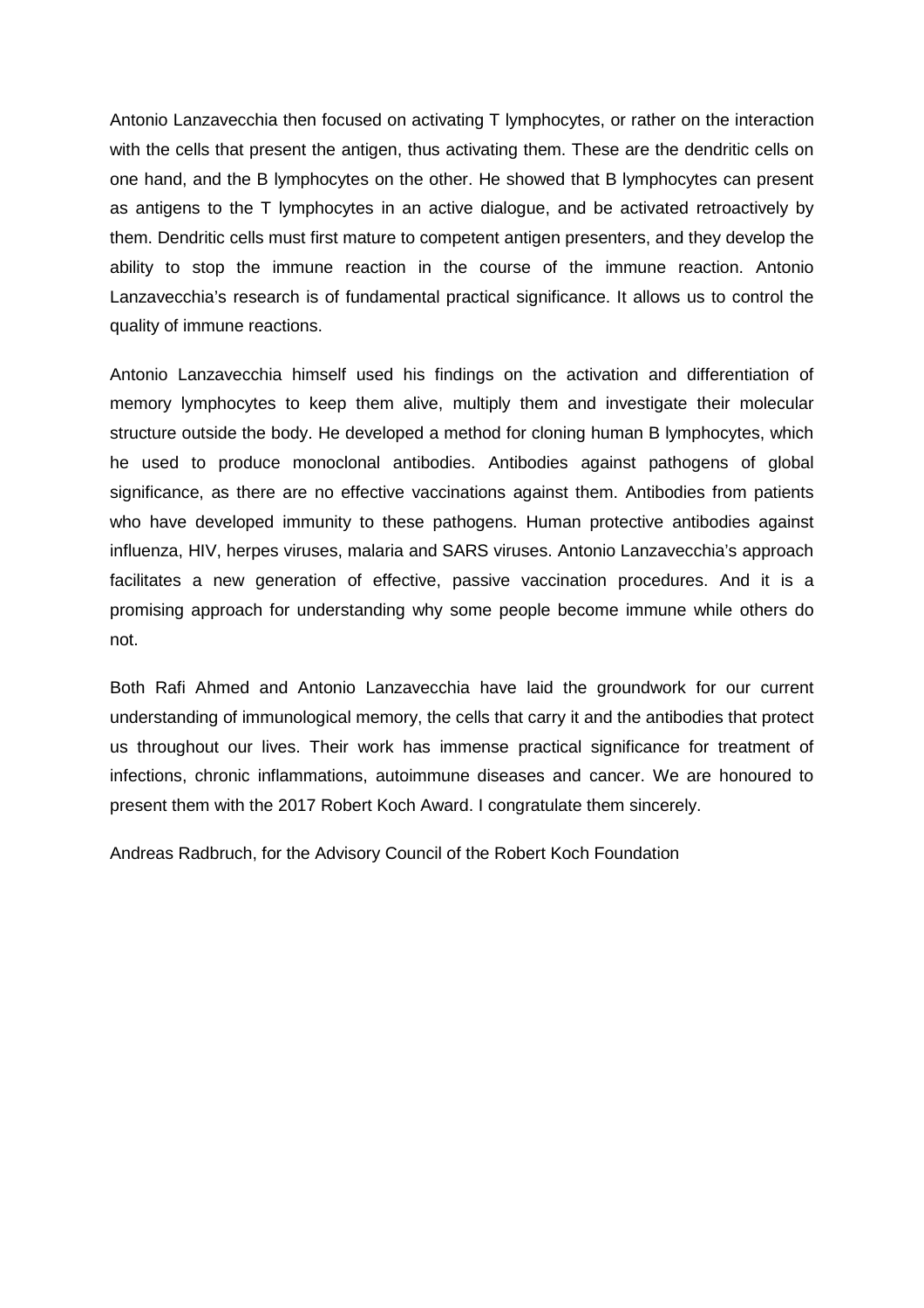Antonio Lanzavecchia then focused on activating T lymphocytes, or rather on the interaction with the cells that present the antigen, thus activating them. These are the dendritic cells on one hand, and the B lymphocytes on the other. He showed that B lymphocytes can present as antigens to the T lymphocytes in an active dialogue, and be activated retroactively by them. Dendritic cells must first mature to competent antigen presenters, and they develop the ability to stop the immune reaction in the course of the immune reaction. Antonio Lanzavecchia's research is of fundamental practical significance. It allows us to control the quality of immune reactions.

Antonio Lanzavecchia himself used his findings on the activation and differentiation of memory lymphocytes to keep them alive, multiply them and investigate their molecular structure outside the body. He developed a method for cloning human B lymphocytes, which he used to produce monoclonal antibodies. Antibodies against pathogens of global significance, as there are no effective vaccinations against them. Antibodies from patients who have developed immunity to these pathogens. Human protective antibodies against influenza, HIV, herpes viruses, malaria and SARS viruses. Antonio Lanzavecchia's approach facilitates a new generation of effective, passive vaccination procedures. And it is a promising approach for understanding why some people become immune while others do not.

Both Rafi Ahmed and Antonio Lanzavecchia have laid the groundwork for our current understanding of immunological memory, the cells that carry it and the antibodies that protect us throughout our lives. Their work has immense practical significance for treatment of infections, chronic inflammations, autoimmune diseases and cancer. We are honoured to present them with the 2017 Robert Koch Award. I congratulate them sincerely.

Andreas Radbruch, for the Advisory Council of the Robert Koch Foundation